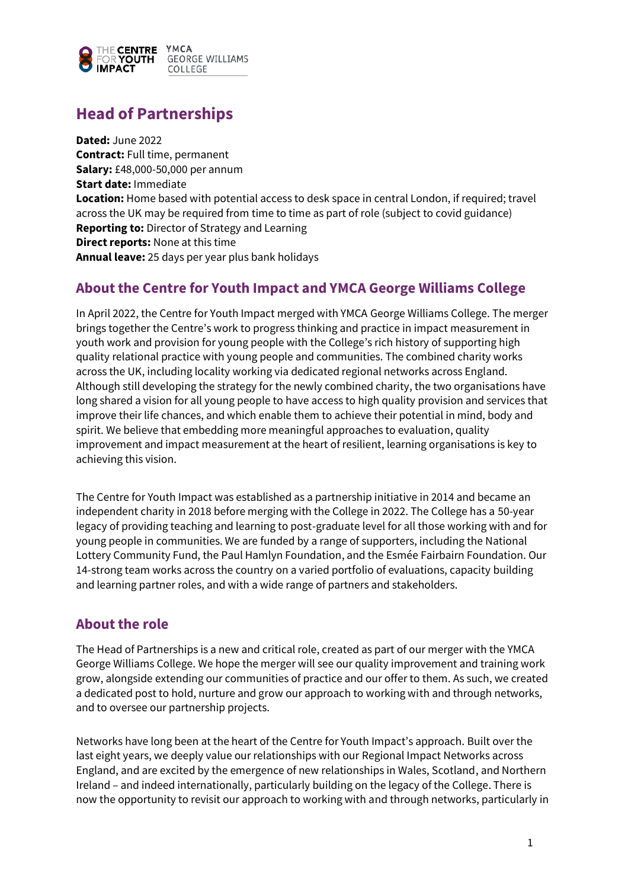# Head of Partnerships

**Dated:** June 2022
**Contract:** Full time, permanent
**Salary:** £48,000-50,000 per annum
**Start date:** Immediate
**Location:** Home based with potential access to desk space in central London, if required; travel across the UK may be required from time to time as part of role (subject to covid guidance)
**Reporting to:** Director of Strategy and Learning
**Direct reports:** None at this time
**Annual leave:** 25 days per year plus bank holidays

## About the Centre for Youth Impact and YMCA George Williams College

In April 2022, the Centre for Youth Impact merged with YMCA George Williams College. The merger brings together the Centre's work to progress thinking and practice in impact measurement in youth work and provision for young people with the College's rich history of supporting high quality relational practice with young people and communities. The combined charity works across the UK, including locality working via dedicated regional networks across England. Although still developing the strategy for the newly combined charity, the two organisations have long shared a vision for all young people to have access to high quality provision and services that improve their life chances, and which enable them to achieve their potential in mind, body and spirit. We believe that embedding more meaningful approaches to evaluation, quality improvement and impact measurement at the heart of resilient, learning organisations is key to achieving this vision.

The Centre for Youth Impact was established as a partnership initiative in 2014 and became an independent charity in 2018 before merging with the College in 2022. The College has a 50-year legacy of providing teaching and learning to post-graduate level for all those working with and for young people in communities. We are funded by a range of supporters, including the National Lottery Community Fund, the Paul Hamlyn Foundation, and the Esmée Fairbairn Foundation. Our 14-strong team works across the country on a varied portfolio of evaluations, capacity building and learning partner roles, and with a wide range of partners and stakeholders.

## About the role

The Head of Partnerships is a new and critical role, created as part of our merger with the YMCA George Williams College. We hope the merger will see our quality improvement and training work grow, alongside extending our communities of practice and our offer to them. As such, we created a dedicated post to hold, nurture and grow our approach to working with and through networks, and to oversee our partnership projects.

Networks have long been at the heart of the Centre for Youth Impact's approach. Built over the last eight years, we deeply value our relationships with our Regional Impact Networks across England, and are excited by the emergence of new relationships in Wales, Scotland, and Northern Ireland – and indeed internationally, particularly building on the legacy of the College. There is now the opportunity to revisit our approach to working with and through networks, particularly in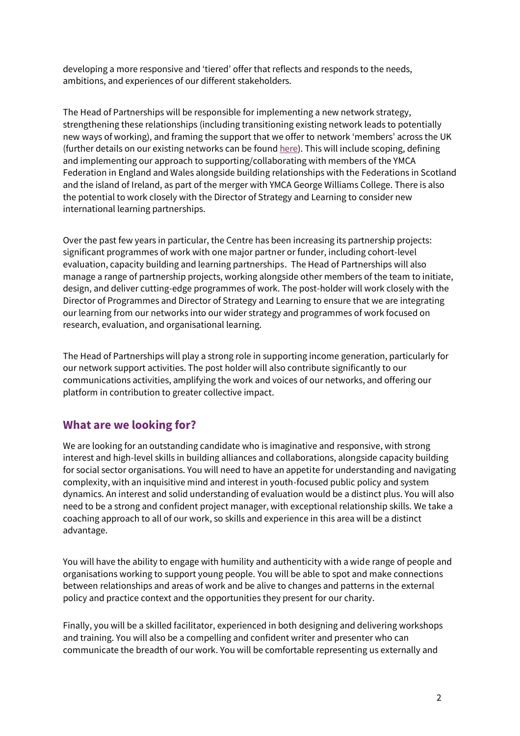developing a more responsive and 'tiered' offer that reflects and responds to the needs, ambitions, and experiences of our different stakeholders.

The Head of Partnerships will be responsible for implementing a new network strategy, strengthening these relationships (including transitioning existing network leads to potentially new ways of working), and framing the support that we offer to network 'members' across the UK (further details on our existing networks can be found here). This will include scoping, defining and implementing our approach to supporting/collaborating with members of the YMCA Federation in England and Wales alongside building relationships with the Federations in Scotland and the island of Ireland, as part of the merger with YMCA George Williams College. There is also the potential to work closely with the Director of Strategy and Learning to consider new international learning partnerships.

Over the past few years in particular, the Centre has been increasing its partnership projects: significant programmes of work with one major partner or funder, including cohort-level evaluation, capacity building and learning partnerships. The Head of Partnerships will also manage a range of partnership projects, working alongside other members of the team to initiate, design, and deliver cutting-edge programmes of work. The post-holder will work closely with the Director of Programmes and Director of Strategy and Learning to ensure that we are integrating our learning from our networks into our wider strategy and programmes of work focused on research, evaluation, and organisational learning.

The Head of Partnerships will play a strong role in supporting income generation, particularly for our network support activities. The post holder will also contribute significantly to our communications activities, amplifying the work and voices of our networks, and offering our platform in contribution to greater collective impact.

## What are we looking for?

We are looking for an outstanding candidate who is imaginative and responsive, with strong interest and high-level skills in building alliances and collaborations, alongside capacity building for social sector organisations. You will need to have an appetite for understanding and navigating complexity, with an inquisitive mind and interest in youth-focused public policy and system dynamics. An interest and solid understanding of evaluation would be a distinct plus. You will also need to be a strong and confident project manager, with exceptional relationship skills. We take a coaching approach to all of our work, so skills and experience in this area will be a distinct advantage.

You will have the ability to engage with humility and authenticity with a wide range of people and organisations working to support young people. You will be able to spot and make connections between relationships and areas of work and be alive to changes and patterns in the external policy and practice context and the opportunities they present for our charity.

Finally, you will be a skilled facilitator, experienced in both designing and delivering workshops and training. You will also be a compelling and confident writer and presenter who can communicate the breadth of our work. You will be comfortable representing us externally and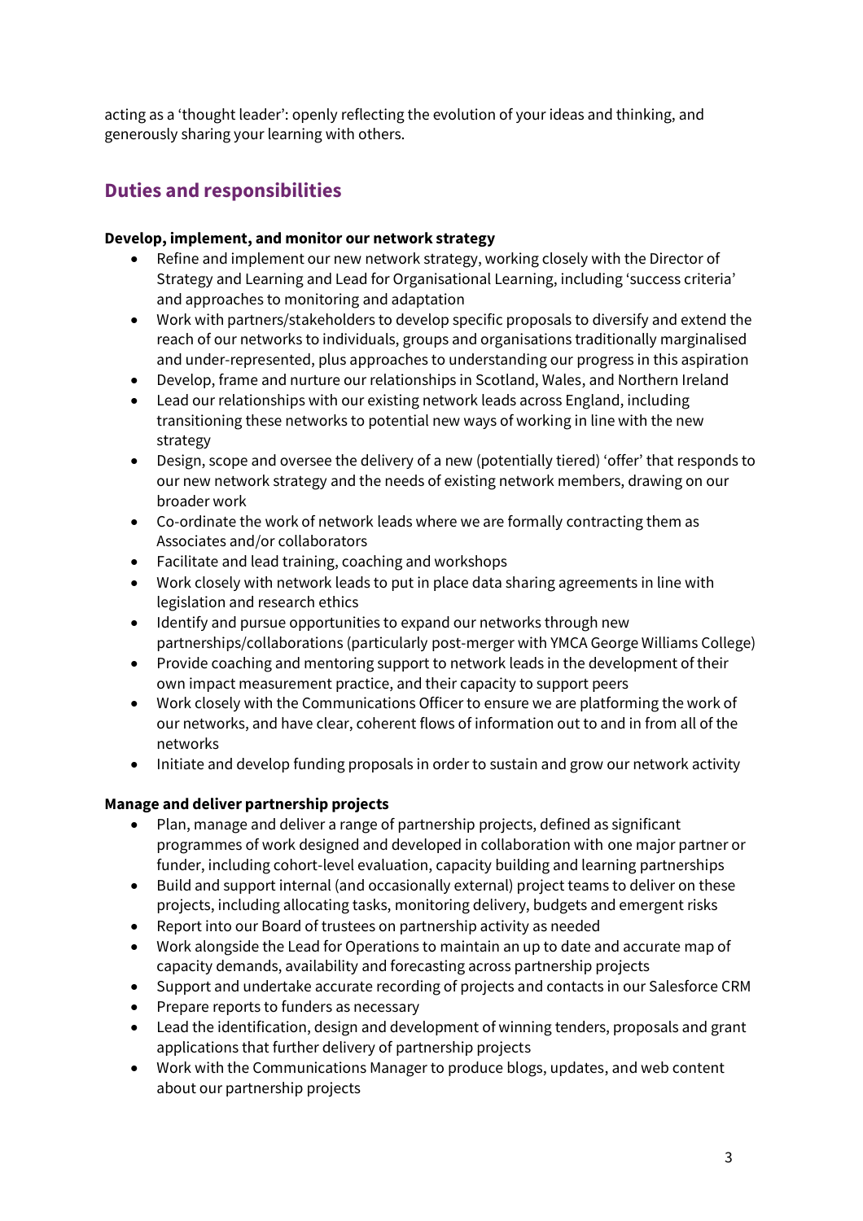acting as a 'thought leader': openly reflecting the evolution of your ideas and thinking, and generously sharing your learning with others.

## Duties and responsibilities

**Develop, implement, and monitor our network strategy**

- Refine and implement our new network strategy, working closely with the Director of Strategy and Learning and Lead for Organisational Learning, including 'success criteria' and approaches to monitoring and adaptation
- Work with partners/stakeholders to develop specific proposals to diversify and extend the reach of our networks to individuals, groups and organisations traditionally marginalised and under-represented, plus approaches to understanding our progress in this aspiration
- Develop, frame and nurture our relationships in Scotland, Wales, and Northern Ireland
- Lead our relationships with our existing network leads across England, including transitioning these networks to potential new ways of working in line with the new strategy
- Design, scope and oversee the delivery of a new (potentially tiered) 'offer' that responds to our new network strategy and the needs of existing network members, drawing on our broader work
- Co-ordinate the work of network leads where we are formally contracting them as Associates and/or collaborators
- Facilitate and lead training, coaching and workshops
- Work closely with network leads to put in place data sharing agreements in line with legislation and research ethics
- Identify and pursue opportunities to expand our networks through new partnerships/collaborations (particularly post-merger with YMCA George Williams College)
- Provide coaching and mentoring support to network leads in the development of their own impact measurement practice, and their capacity to support peers
- Work closely with the Communications Officer to ensure we are platforming the work of our networks, and have clear, coherent flows of information out to and in from all of the networks
- Initiate and develop funding proposals in order to sustain and grow our network activity

**Manage and deliver partnership projects**

- Plan, manage and deliver a range of partnership projects, defined as significant programmes of work designed and developed in collaboration with one major partner or funder, including cohort-level evaluation, capacity building and learning partnerships
- Build and support internal (and occasionally external) project teams to deliver on these projects, including allocating tasks, monitoring delivery, budgets and emergent risks
- Report into our Board of trustees on partnership activity as needed
- Work alongside the Lead for Operations to maintain an up to date and accurate map of capacity demands, availability and forecasting across partnership projects
- Support and undertake accurate recording of projects and contacts in our Salesforce CRM
- Prepare reports to funders as necessary
- Lead the identification, design and development of winning tenders, proposals and grant applications that further delivery of partnership projects
- Work with the Communications Manager to produce blogs, updates, and web content about our partnership projects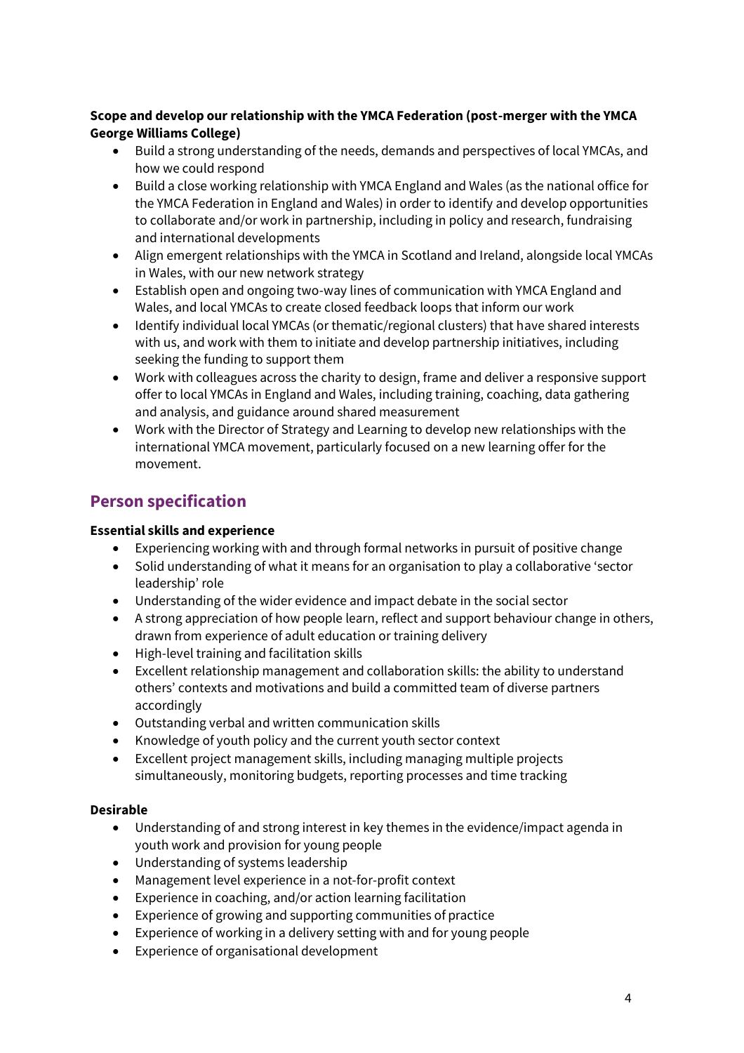**Scope and develop our relationship with the YMCA Federation (post-merger with the YMCA George Williams College)**

- Build a strong understanding of the needs, demands and perspectives of local YMCAs, and how we could respond
- Build a close working relationship with YMCA England and Wales (as the national office for the YMCA Federation in England and Wales) in order to identify and develop opportunities to collaborate and/or work in partnership, including in policy and research, fundraising and international developments
- Align emergent relationships with the YMCA in Scotland and Ireland, alongside local YMCAs in Wales, with our new network strategy
- Establish open and ongoing two-way lines of communication with YMCA England and Wales, and local YMCAs to create closed feedback loops that inform our work
- Identify individual local YMCAs (or thematic/regional clusters) that have shared interests with us, and work with them to initiate and develop partnership initiatives, including seeking the funding to support them
- Work with colleagues across the charity to design, frame and deliver a responsive support offer to local YMCAs in England and Wales, including training, coaching, data gathering and analysis, and guidance around shared measurement
- Work with the Director of Strategy and Learning to develop new relationships with the international YMCA movement, particularly focused on a new learning offer for the movement.

## Person specification

**Essential skills and experience**

- Experiencing working with and through formal networks in pursuit of positive change
- Solid understanding of what it means for an organisation to play a collaborative 'sector leadership' role
- Understanding of the wider evidence and impact debate in the social sector
- A strong appreciation of how people learn, reflect and support behaviour change in others, drawn from experience of adult education or training delivery
- High-level training and facilitation skills
- Excellent relationship management and collaboration skills: the ability to understand others' contexts and motivations and build a committed team of diverse partners accordingly
- Outstanding verbal and written communication skills
- Knowledge of youth policy and the current youth sector context
- Excellent project management skills, including managing multiple projects simultaneously, monitoring budgets, reporting processes and time tracking

**Desirable**

- Understanding of and strong interest in key themes in the evidence/impact agenda in youth work and provision for young people
- Understanding of systems leadership
- Management level experience in a not-for-profit context
- Experience in coaching, and/or action learning facilitation
- Experience of growing and supporting communities of practice
- Experience of working in a delivery setting with and for young people
- Experience of organisational development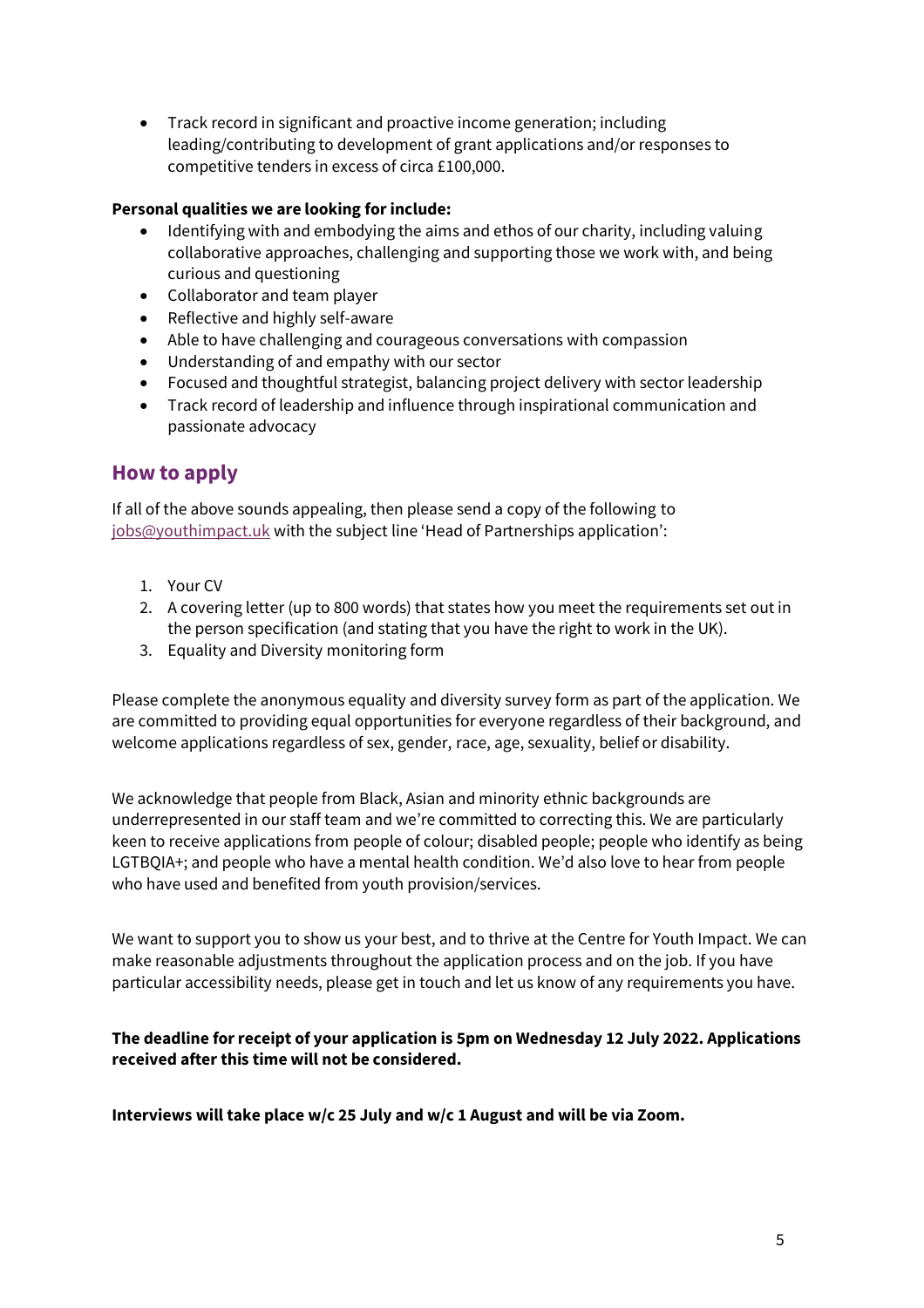- Track record in significant and proactive income generation; including leading/contributing to development of grant applications and/or responses to competitive tenders in excess of circa £100,000.

**Personal qualities we are looking for include:**

- Identifying with and embodying the aims and ethos of our charity, including valuing collaborative approaches, challenging and supporting those we work with, and being curious and questioning
- Collaborator and team player
- Reflective and highly self-aware
- Able to have challenging and courageous conversations with compassion
- Understanding of and empathy with our sector
- Focused and thoughtful strategist, balancing project delivery with sector leadership
- Track record of leadership and influence through inspirational communication and passionate advocacy

## How to apply

If all of the above sounds appealing, then please send a copy of the following to jobs@youthimpact.uk with the subject line 'Head of Partnerships application':

1. Your CV
2. A covering letter (up to 800 words) that states how you meet the requirements set out in the person specification (and stating that you have the right to work in the UK).
3. Equality and Diversity monitoring form

Please complete the anonymous equality and diversity survey form as part of the application. We are committed to providing equal opportunities for everyone regardless of their background, and welcome applications regardless of sex, gender, race, age, sexuality, belief or disability.

We acknowledge that people from Black, Asian and minority ethnic backgrounds are underrepresented in our staff team and we're committed to correcting this. We are particularly keen to receive applications from people of colour; disabled people; people who identify as being LGTBQIA+; and people who have a mental health condition. We'd also love to hear from people who have used and benefited from youth provision/services.

We want to support you to show us your best, and to thrive at the Centre for Youth Impact. We can make reasonable adjustments throughout the application process and on the job. If you have particular accessibility needs, please get in touch and let us know of any requirements you have.

**The deadline for receipt of your application is 5pm on Wednesday 12 July 2022. Applications received after this time will not be considered.**

**Interviews will take place w/c 25 July and w/c 1 August and will be via Zoom.**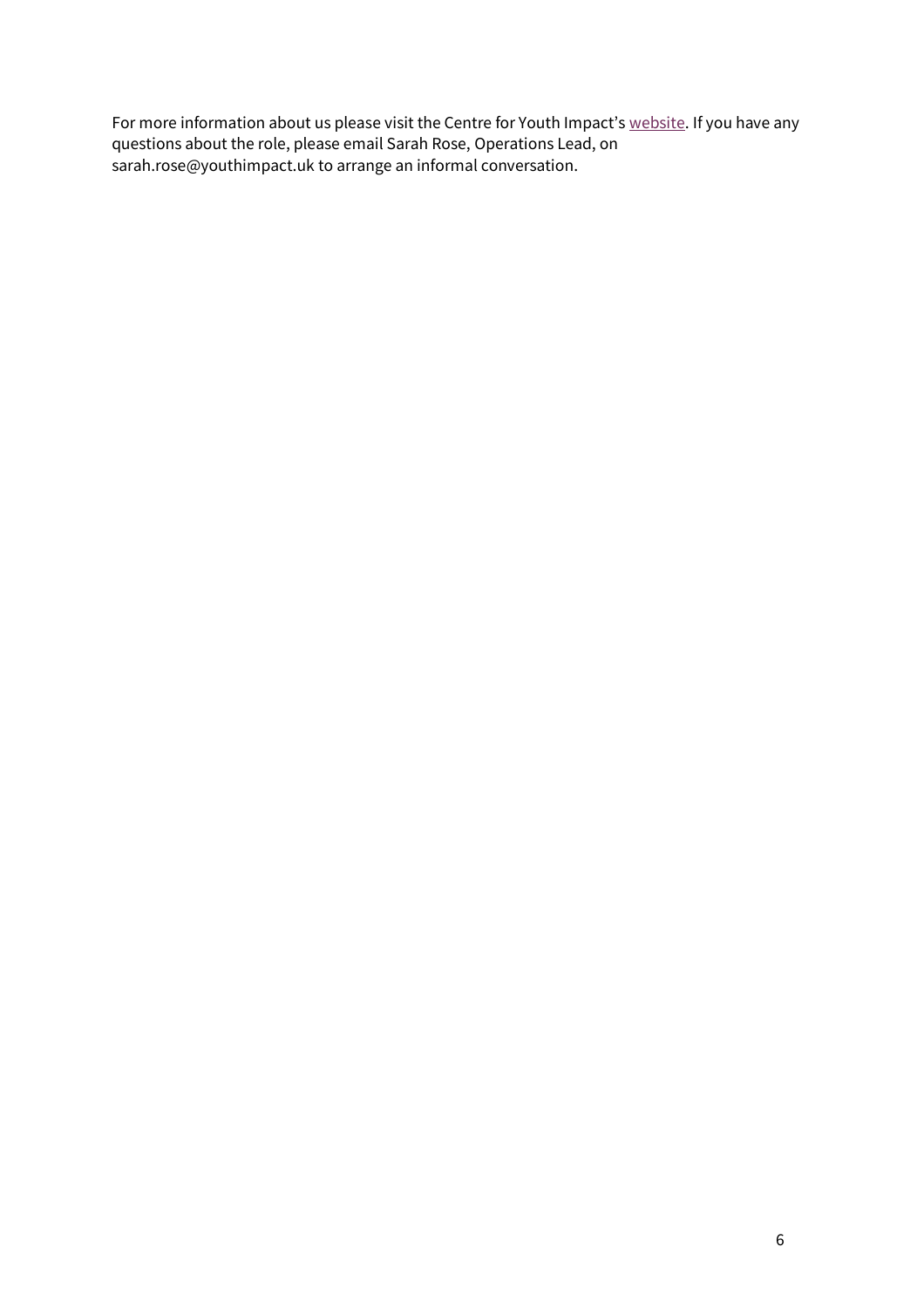For more information about us please visit the Centre for Youth Impact's website. If you have any questions about the role, please email Sarah Rose, Operations Lead, on sarah.rose@youthimpact.uk to arrange an informal conversation.